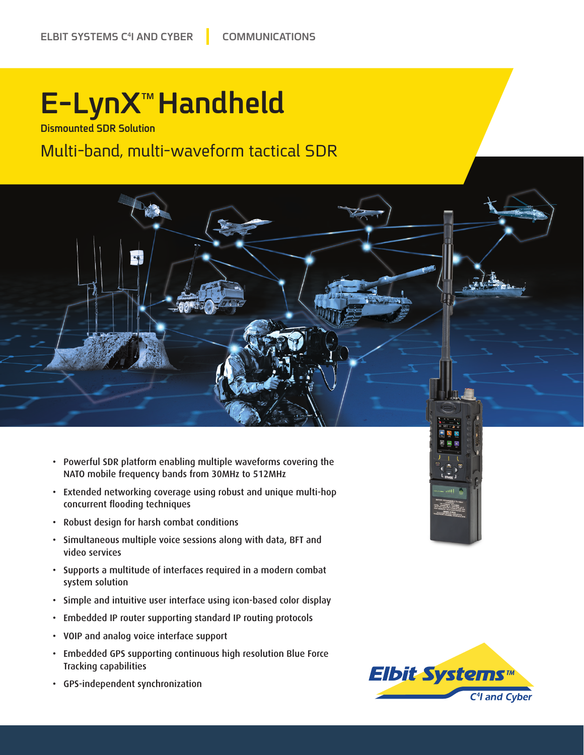ELBIT SYSTEMS C4I AND CYBER | COMMUNICATIONS

# E-LynX™ Handheld

**Dismounted SDR Solution**

## Multi-band, multi-waveform tactical SDR

- Powerful SDR platform enabling multiple waveforms covering the NATO mobile frequency bands from 30MHz to 512MHz
- Extended networking coverage using robust and unique multi-hop concurrent flooding techniques
- Robust design for harsh combat conditions
- Simultaneous multiple voice sessions along with data, BFT and video services
- Supports a multitude of interfaces required in a modern combat system solution
- Simple and intuitive user interface using icon-based color display
- Embedded IP router supporting standard IP routing protocols
- VOIP and analog voice interface support
- Embedded GPS supporting continuous high resolution Blue Force Tracking capabilities
- GPS-independent synchronization

Elbit Systems™ C4I and Cyber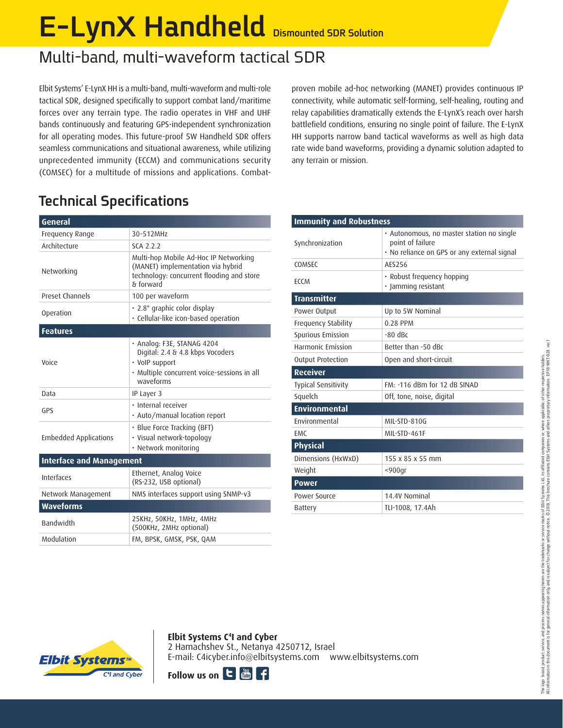# E-LynX Handheld Dismounted SDR Solution

## Multi-band, multi-waveform tactical SDR

Elbit Systems' E-LynX HH is a multi-band, multi-waveform and multi-role tactical SDR, designed specifically to support combat land/maritime forces over any terrain type. The radio operates in VHF and UHF bands continuously and featuring GPS-independent synchronization for all operating modes. This future-proof 5W Handheld SDR offers seamless communications and situational awareness, while utilizing unprecedented immunity (ECCM) and communications security (COMSEC) for a multitude of missions and applications. Combat-proven mobile ad-hoc networking (MANET) provides continuous IP connectivity, while automatic self-forming, self-healing, routing and relay capabilities dramatically extends the E-LynX's reach over harsh battlefield conditions, ensuring no single point of failure. The E-LynX HH supports narrow band tactical waveforms as well as high data rate wide band waveforms, providing a dynamic solution adapted to any terrain or mission.

## Technical Specifications

| | |
|---|---|
| **General** | |
| Frequency Range | 30-512MHz |
| Architecture | SCA 2.2.2 |
| Networking | Multi-hop Mobile Ad-Hoc IP Networking (MANET) implementation via hybrid technology: concurrent flooding and store & forward |
| Preset Channels | 100 per waveform |
| Operation | • 2.8" graphic color display<br>• Cellular-like icon-based operation |
| **Features** | |
| Voice | • Analog: F3E, STANAG 4204<br>Digital: 2.4 & 4.8 kbps Vocoders<br>• VoIP support<br>• Multiple concurrent voice-sessions in all waveforms |
| Data | IP Layer 3 |
| GPS | • Internal receiver<br>• Auto/manual location report |
| Embedded Applications | • Blue Force Tracking (BFT)<br>• Visual network-topology<br>• Network monitoring |
| **Interface and Management** | |
| Interfaces | Ethernet, Analog Voice<br>(RS-232, USB optional) |
| Network Management | NMS interfaces support using SNMP-v3 |
| **Waveforms** | |
| Bandwidth | 25KHz, 50KHz, 1MHz, 4MHz<br>(500KHz, 2MHz optional) |
| Modulation | FM, BPSK, GMSK, PSK, QAM |

| | |
|---|---|
| **Immunity and Robustness** | |
| Synchronization | • Autonomous, no master station no single point of failure<br>• No reliance on GPS or any external signal |
| COMSEC | AES256 |
| ECCM | • Robust frequency hopping<br>• Jamming resistant |
| **Transmitter** | |
| Power Output | Up to 5W Nominal |
| Frequency Stability | 0.28 PPM |
| Spurious Emission | -80 dBc |
| Harmonic Emission | Better than -50 dBc |
| Output Protection | Open and short-circuit |
| **Receiver** | |
| Typical Sensitivity | FM: -116 dBm for 12 dB SINAD |
| Squelch | Off, tone, noise, digital |
| **Environmental** | |
| Environmental | MIL-STD-810G |
| EMC | MIL-STD-461F |
| **Physical** | |
| Dimensions (HxWxD) | 155 x 85 x 55 mm |
| Weight | <900gr |
| **Power** | |
| Power Source | 14.4V Nominal |
| Battery | TLI-1008, 17.4Ah |

Elbit Systems™ C4I and Cyber

**Elbit Systems C4I and Cyber**
2 Hamachshev St., Netanya 4250712, Israel
E-mail: C4icyber.info@elbitsystems.com www.elbitsystems.com

**Follow us on**

The logo, brand, product, service and process names appearing herein are the trademarks or service marks of Elbit Systems Ltd., its affiliated companies or, where applicable, of other respective holders. All information in this document is for general information only and is subject for change without notice. ©2018. This brochure contains Elbit Systems and others proprietary information. EP18-MKT-028 ver.1